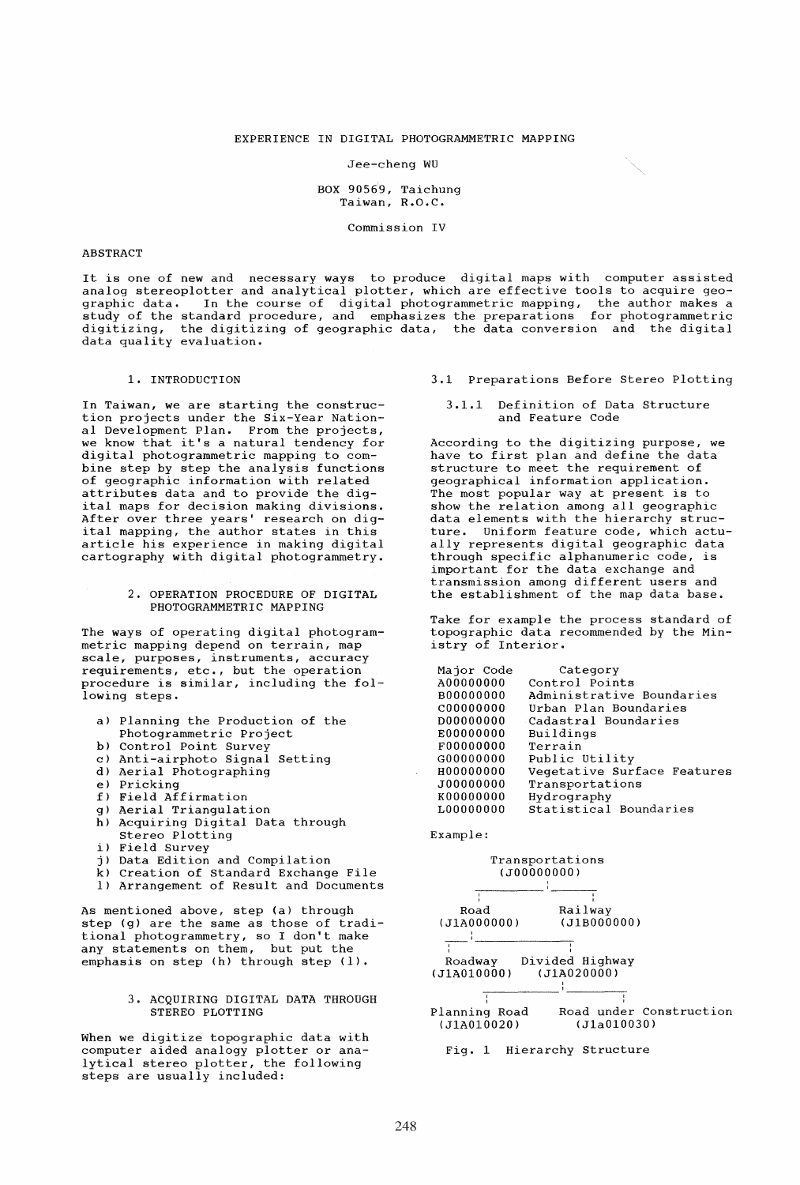# EXPERIENCE IN DIGITAL PHOTOGRAMMETRIC MAPPING

Jee-cheng WU

BOX 90569, Taichung
Taiwan, R.O.C.

Commission IV

## ABSTRACT

It is one of new and necessary ways to produce digital maps with computer assisted analog stereoplotter and analytical plotter, which are effective tools to acquire geographic data. In the course of digital photogrammetric mapping, the author makes a study of the standard procedure, and emphasizes the preparations for photogrammetric digitizing, the digitizing of geographic data, the data conversion and the digital data quality evaluation.

## 1. INTRODUCTION

In Taiwan, we are starting the construction projects under the Six-Year National Development Plan. From the projects, we know that it's a natural tendency for digital photogrammetric mapping to combine step by step the analysis functions of geographic information with related attributes data and to provide the digital maps for decision making divisions. After over three years' research on digital mapping, the author states in this article his experience in making digital cartography with digital photogrammetry.

## 2. OPERATION PROCEDURE OF DIGITAL PHOTOGRAMMETRIC MAPPING

The ways of operating digital photogrammetric mapping depend on terrain, map scale, purposes, instruments, accuracy requirements, etc., but the operation procedure is similar, including the following steps.

a) Planning the Production of the Photogrammetric Project
b) Control Point Survey
c) Anti-airphoto Signal Setting
d) Aerial Photographing
e) Pricking
f) Field Affirmation
g) Aerial Triangulation
h) Acquiring Digital Data through Stereo Plotting
i) Field Survey
j) Data Edition and Compilation
k) Creation of Standard Exchange File
l) Arrangement of Result and Documents

As mentioned above, step (a) through step (g) are the same as those of traditional photogrammetry, so I don't make any statements on them, but put the emphasis on step (h) through step (l).

## 3. ACQUIRING DIGITAL DATA THROUGH STEREO PLOTTING

When we digitize topographic data with computer aided analogy plotter or analytical stereo plotter, the following steps are usually included:

### 3.1 Preparations Before Stereo Plotting

#### 3.1.1 Definition of Data Structure and Feature Code

According to the digitizing purpose, we have to first plan and define the data structure to meet the requirement of geographical information application. The most popular way at present is to show the relation among all geographic data elements with the hierarchy structure. Uniform feature code, which actually represents digital geographic data through specific alphanumeric code, is important for the data exchange and transmission among different users and the establishment of the map data base.

Take for example the process standard of topographic data recommended by the Ministry of Interior.

| Major Code | Category |
|---|---|
| A00000000 | Control Points |
| B00000000 | Administrative Boundaries |
| C00000000 | Urban Plan Boundaries |
| D00000000 | Cadastral Boundaries |
| E00000000 | Buildings |
| F00000000 | Terrain |
| G00000000 | Public Utility |
| H00000000 | Vegetative Surface Features |
| J00000000 | Transportations |
| K00000000 | Hydrography |
| L00000000 | Statistical Boundaries |

Example:

```
                Transportations
                  (J00000000)
              ________|________
             |                 |
           Road              Railway
        (J1A000000)        (J1B000000)
         ___|_____________
        |                 |
      Roadway       Divided Highway
    (J1A010000)       (J1A020000)
                 _________|_________
                |                   |
          Planning Road     Road under Construction
           (J1A010020)          (J1a010030)
```

Fig. 1 Hierarchy Structure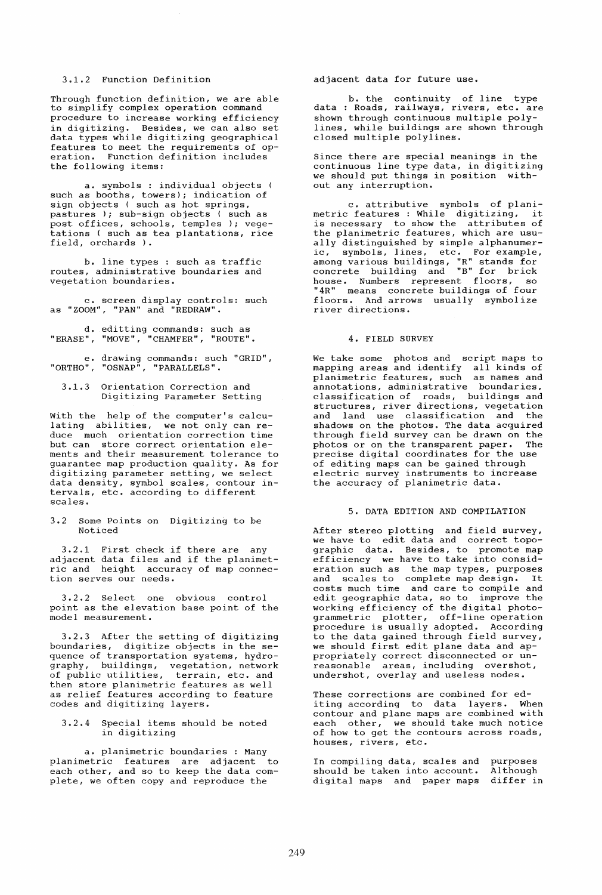### 3.1.2 Function Definition

Through function definition, we are able to simplify complex operation command procedure to increase working efficiency in digitizing. Besides, we can also set data types while digitizing geographical features to meet the requirements of operation. Function definition includes the following items:

a. symbols : individual objects ( such as booths, towers); indication of sign objects ( such as hot springs, pastures ); sub-sign objects ( such as post offices, schools, temples ); vegetations ( such as tea plantations, rice field, orchards ).

b. line types : such as traffic routes, administrative boundaries and vegetation boundaries.

c. screen display controls: such as "ZOOM", "PAN" and "REDRAW".

d. editting commands: such as "ERASE", "MOVE", "CHAMFER", "ROUTE".

e. drawing commands: such "GRID", "ORTHO", "OSNAP", "PARALLELS".

### 3.1.3 Orientation Correction and Digitizing Parameter Setting

With the help of the computer's calculating abilities, we not only can reduce much orientation correction time but can store correct orientation elements and their measurement tolerance to guarantee map production quality. As for digitizing parameter setting, we select data density, symbol scales, contour intervals, etc. according to different scales.

## 3.2 Some Points on Digitizing to be Noticed

3.2.1 First check if there are any adjacent data files and if the planimetric and height accuracy of map connection serves our needs.

3.2.2 Select one obvious control point as the elevation base point of the model measurement.

3.2.3 After the setting of digitizing boundaries, digitize objects in the sequence of transportation systems, hydrography, buildings, vegetation, network of public utilities, terrain, etc. and then store planimetric features as well as relief features according to feature codes and digitizing layers.

3.2.4 Special items should be noted in digitizing

a. planimetric boundaries : Many planimetric features are adjacent to each other, and so to keep the data complete, we often copy and reproduce the adjacent data for future use.

b. the continuity of line type data : Roads, railways, rivers, etc. are shown through continuous multiple polylines, while buildings are shown through closed multiple polylines.

Since there are special meanings in the continuous line type data, in digitizing we should put things in position without any interruption.

c. attributive symbols of planimetric features : While digitizing, it is necessary to show the attributes of the planimetric features, which are usually distinguished by simple alphanumeric, symbols, lines, etc. For example, among various buildings, "R" stands for concrete building and "B" for brick house. Numbers represent floors, so "4R" means concrete buildings of four floors. And arrows usually symbolize river directions.

# 4. FIELD SURVEY

We take some photos and script maps to mapping areas and identify all kinds of planimetric features, such as names and annotations, administrative boundaries, classification of roads, buildings and structures, river directions, vegetation and land use classification and the shadows on the photos. The data acquired through field survey can be drawn on the photos or on the transparent paper. The precise digital coordinates for the use of editing maps can be gained through electric survey instruments to increase the accuracy of planimetric data.

# 5. DATA EDITION AND COMPILATION

After stereo plotting and field survey, we have to edit data and correct topographic data. Besides, to promote map efficiency we have to take into consideration such as the map types, purposes and scales to complete map design. It costs much time and care to compile and edit geographic data, so to improve the working efficiency of the digital photogrammetric plotter, off-line operation procedure is usually adopted. According to the data gained through field survey, we should first edit plane data and appropriately correct disconnected or unreasonable areas, including overshot, undershot, overlay and useless nodes.

These corrections are combined for editing according to data layers. When contour and plane maps are combined with each other, we should take much notice of how to get the contours across roads, houses, rivers, etc.

In compiling data, scales and purposes should be taken into account. Although digital maps and paper maps differ in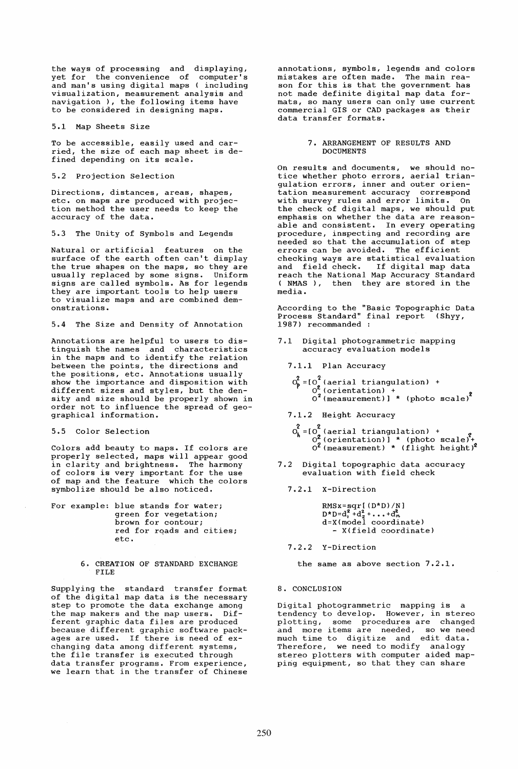the ways of processing and displaying, yet for the convenience of computer's and man's using digital maps ( including visualization, measurement analysis and navigation ), the following items have to be considered in designing maps.

### 5.1 Map Sheets Size

To be accessible, easily used and carried, the size of each map sheet is defined depending on its scale.

### 5.2 Projection Selection

Directions, distances, areas, shapes, etc. on maps are produced with projection method the user needs to keep the accuracy of the data.

### 5.3 The Unity of Symbols and Legends

Natural or artificial features on the surface of the earth often can't display the true shapes on the maps, so they are usually replaced by some signs. Uniform signs are called symbols. As for legends they are important tools to help users to visualize maps and are combined demonstrations.

### 5.4 The Size and Density of Annotation

Annotations are helpful to users to distinguish the names and characteristics in the maps and to identify the relation between the points, the directions and the positions, etc. Annotations usually show the importance and disposition with different sizes and styles, but the density and size should be properly shown in order not to influence the spread of geographical information.

### 5.5 Color Selection

Colors add beauty to maps. If colors are properly selected, maps will appear good in clarity and brightness. The harmony of colors is very important for the use of map and the feature which the colors symbolize should be also noticed.

For example: blue stands for water;
green for vegetation;
brown for contour;
red for roads and cities;
etc.

## 6. CREATION OF STANDARD EXCHANGE FILE

Supplying the standard transfer format of the digital map data is the necessary step to promote the data exchange among the map makers and the map users. Different graphic data files are produced because different graphic software packages are used. If there is need of exchanging data among different systems, the file transfer is executed through data transfer programs. From experience, we learn that in the transfer of Chinese annotations, symbols, legends and colors mistakes are often made. The main reason for this is that the government has not made definite digital map data formats, so many users can only use current commercial GIS or CAD packages as their data transfer formats.

## 7. ARRANGEMENT OF RESULTS AND DOCUMENTS

On results and documents, we should notice whether photo errors, aerial triangulation errors, inner and outer orientation measurement accuracy correspond with survey rules and error limits. On the check of digital maps, we should put emphasis on whether the data are reasonable and consistent. In every operating procedure, inspecting and recording are needed so that the accumulation of step errors can be avoided. The efficient checking ways are statistical evaluation and field check. If digital map data reach the National Map Accuracy Standard ( NMAS ), then they are stored in the media.

According to the "Basic Topographic Data Process Standard" final report (Shyy, 1987) recommanded :

### 7.1 Digital photogrammetric mapping accuracy evaluation models

#### 7.1.1 Plan Accuracy

$$\sigma_p^2 = [\sigma^2(\text{aerial triangulation}) + \sigma^2(\text{orientation}) + \sigma^2(\text{measurement})] * (\text{photo scale})^2$$

#### 7.1.2 Height Accuracy

$$\sigma_h^2 = [\sigma^2(\text{aerial triangulation}) + \sigma^2(\text{orientation})] * (\text{photo scale})^2 + \sigma^2(\text{measurement}) * (\text{flight height})^2$$

### 7.2 Digital topographic data accuracy evaluation with field check

#### 7.2.1 X-Direction

RMSx=sqr[(D*D)/N]

$D*D = d_1^2 + d_2^2 + \ldots + d_n^2$

d=X(model coordinate) - X(field coordinate)

#### 7.2.2 Y-Direction

the same as above section 7.2.1.

## 8. CONCLUSION

Digital photogrammetric mapping is a tendency to develop. However, in stereo plotting, some procedures are changed and more items are needed, so we need much time to digitize and edit data. Therefore, we need to modify analogy stereo plotters with computer aided mapping equipment, so that they can share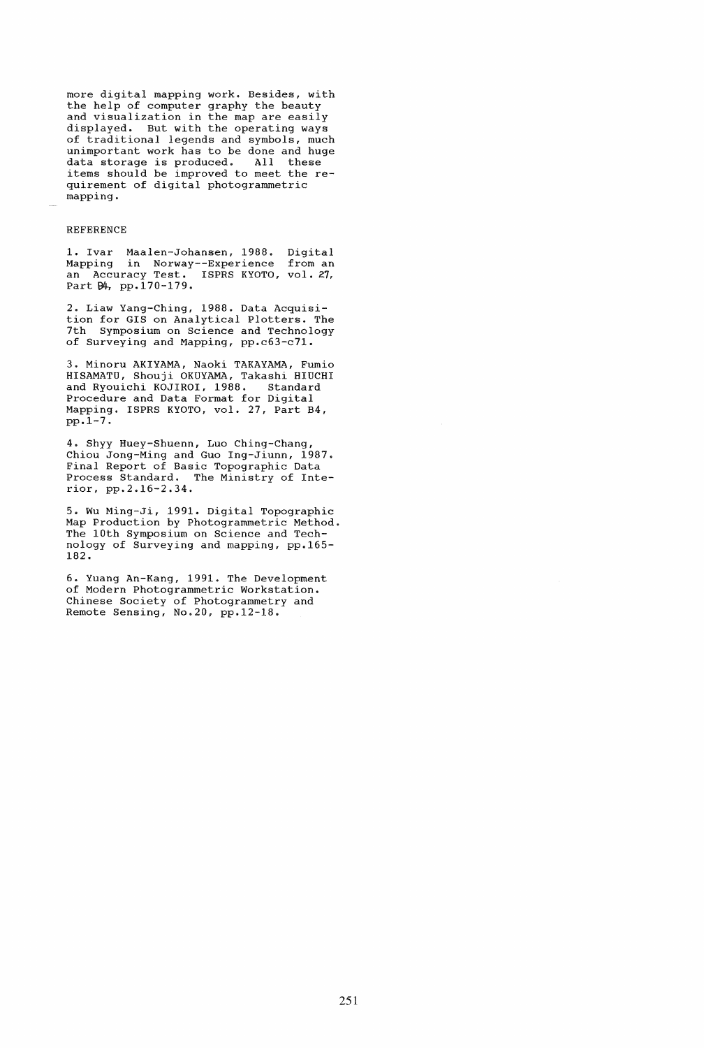more digital mapping work. Besides, with the help of computer graphy the beauty and visualization in the map are easily displayed. But with the operating ways of traditional legends and symbols, much unimportant work has to be done and huge data storage is produced. All these items should be improved to meet the requirement of digital photogrammetric mapping.

## REFERENCE

1. Ivar Maalen-Johansen, 1988. Digital Mapping in Norway--Experience from an an Accuracy Test. ISPRS KYOTO, vol. 27, Part B4, pp.170-179.

2. Liaw Yang-Ching, 1988. Data Acquisition for GIS on Analytical Plotters. The 7th Symposium on Science and Technology of Surveying and Mapping, pp.c63-c71.

3. Minoru AKIYAMA, Naoki TAKAYAMA, Fumio HISAMATU, Shouji OKUYAMA, Takashi HIUCHI and Ryouichi KOJIROI, 1988. Standard Procedure and Data Format for Digital Mapping. ISPRS KYOTO, vol. 27, Part B4, pp.1-7.

4. Shyy Huey-Shuenn, Luo Ching-Chang, Chiou Jong-Ming and Guo Ing-Jiunn, 1987. Final Report of Basic Topographic Data Process Standard. The Ministry of Interior, pp.2.16-2.34.

5. Wu Ming-Ji, 1991. Digital Topographic Map Production by Photogrammetric Method. The 10th Symposium on Science and Technology of Surveying and mapping, pp.165-182.

6. Yuang An-Kang, 1991. The Development of Modern Photogrammetric Workstation. Chinese Society of Photogrammetry and Remote Sensing, No.20, pp.12-18.